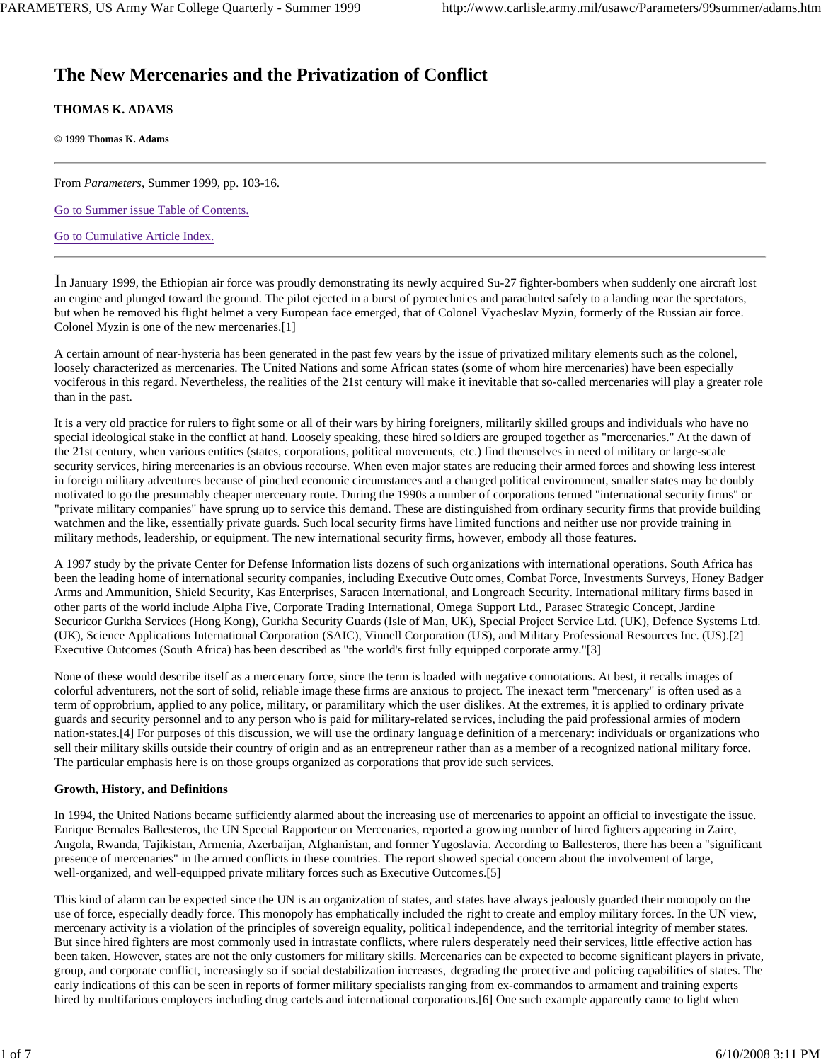# The New Mercenaries and the Privatization of Conflict

**THOMAS K. ADAMS**

**© 1999 Thomas K. Adams**

From *Parameters*, Summer 1999, pp. 103-16.

Go to Summer issue Table of Contents.

Go to Cumulative Article Index.

In January 1999, the Ethiopian air force was proudly demonstrating its newly acquired Su-27 fighter-bombers when suddenly one aircraft lost an engine and plunged toward the ground. The pilot ejected in a burst of pyrotechnics and parachuted safely to a landing near the spectators, but when he removed his flight helmet a very European face emerged, that of Colonel Vyacheslav Myzin, formerly of the Russian air force. Colonel Myzin is one of the new mercenaries.[1]

A certain amount of near-hysteria has been generated in the past few years by the issue of privatized military elements such as the colonel, loosely characterized as mercenaries. The United Nations and some African states (some of whom hire mercenaries) have been especially vociferous in this regard. Nevertheless, the realities of the 21st century will make it inevitable that so-called mercenaries will play a greater role than in the past.

It is a very old practice for rulers to fight some or all of their wars by hiring foreigners, militarily skilled groups and individuals who have no special ideological stake in the conflict at hand. Loosely speaking, these hired soldiers are grouped together as "mercenaries." At the dawn of the 21st century, when various entities (states, corporations, political movements, etc.) find themselves in need of military or large-scale security services, hiring mercenaries is an obvious recourse. When even major states are reducing their armed forces and showing less interest in foreign military adventures because of pinched economic circumstances and a changed political environment, smaller states may be doubly motivated to go the presumably cheaper mercenary route. During the 1990s a number of corporations termed "international security firms" or "private military companies" have sprung up to service this demand. These are distinguished from ordinary security firms that provide building watchmen and the like, essentially private guards. Such local security firms have limited functions and neither use nor provide training in military methods, leadership, or equipment. The new international security firms, however, embody all those features.

A 1997 study by the private Center for Defense Information lists dozens of such organizations with international operations. South Africa has been the leading home of international security companies, including Executive Outcomes, Combat Force, Investments Surveys, Honey Badger Arms and Ammunition, Shield Security, Kas Enterprises, Saracen International, and Longreach Security. International military firms based in other parts of the world include Alpha Five, Corporate Trading International, Omega Support Ltd., Parasec Strategic Concept, Jardine Securicor Gurkha Services (Hong Kong), Gurkha Security Guards (Isle of Man, UK), Special Project Service Ltd. (UK), Defence Systems Ltd. (UK), Science Applications International Corporation (SAIC), Vinnell Corporation (US), and Military Professional Resources Inc. (US).[2] Executive Outcomes (South Africa) has been described as "the world's first fully equipped corporate army."[3]

None of these would describe itself as a mercenary force, since the term is loaded with negative connotations. At best, it recalls images of colorful adventurers, not the sort of solid, reliable image these firms are anxious to project. The inexact term "mercenary" is often used as a term of opprobrium, applied to any police, military, or paramilitary which the user dislikes. At the extremes, it is applied to ordinary private guards and security personnel and to any person who is paid for military-related services, including the paid professional armies of modern nation-states.[4] For purposes of this discussion, we will use the ordinary language definition of a mercenary: individuals or organizations who sell their military skills outside their country of origin and as an entrepreneur rather than as a member of a recognized national military force. The particular emphasis here is on those groups organized as corporations that provide such services.

**Growth, History, and Definitions**

In 1994, the United Nations became sufficiently alarmed about the increasing use of mercenaries to appoint an official to investigate the issue. Enrique Bernales Ballesteros, the UN Special Rapporteur on Mercenaries, reported a growing number of hired fighters appearing in Zaire, Angola, Rwanda, Tajikistan, Armenia, Azerbaijan, Afghanistan, and former Yugoslavia. According to Ballesteros, there has been a "significant presence of mercenaries" in the armed conflicts in these countries. The report showed special concern about the involvement of large, well-organized, and well-equipped private military forces such as Executive Outcomes.[5]

This kind of alarm can be expected since the UN is an organization of states, and states have always jealously guarded their monopoly on the use of force, especially deadly force. This monopoly has emphatically included the right to create and employ military forces. In the UN view, mercenary activity is a violation of the principles of sovereign equality, political independence, and the territorial integrity of member states. But since hired fighters are most commonly used in intrastate conflicts, where rulers desperately need their services, little effective action has been taken. However, states are not the only customers for military skills. Mercenaries can be expected to become significant players in private, group, and corporate conflict, increasingly so if social destabilization increases, degrading the protective and policing capabilities of states. The early indications of this can be seen in reports of former military specialists ranging from ex-commandos to armament and training experts hired by multifarious employers including drug cartels and international corporations.[6] One such example apparently came to light when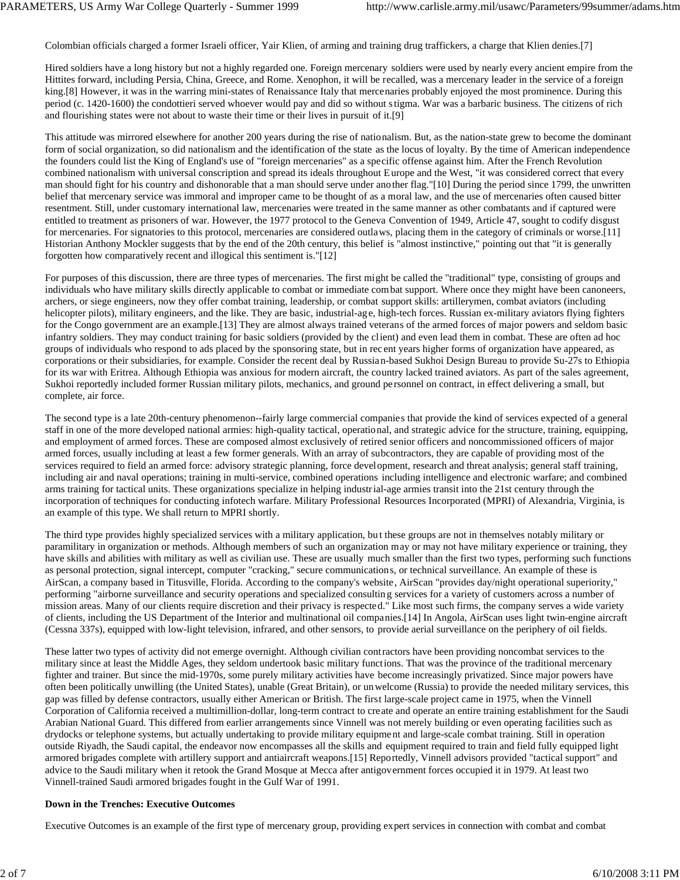Colombian officials charged a former Israeli officer, Yair Klien, of arming and training drug traffickers, a charge that Klien denies.[7]

Hired soldiers have a long history but not a highly regarded one. Foreign mercenary soldiers were used by nearly every ancient empire from the Hittites forward, including Persia, China, Greece, and Rome. Xenophon, it will be recalled, was a mercenary leader in the service of a foreign king.[8] However, it was in the warring mini-states of Renaissance Italy that mercenaries probably enjoyed the most prominence. During this period (c. 1420-1600) the condottieri served whoever would pay and did so without stigma. War was a barbaric business. The citizens of rich and flourishing states were not about to waste their time or their lives in pursuit of it.[9]

This attitude was mirrored elsewhere for another 200 years during the rise of nationalism. But, as the nation-state grew to become the dominant form of social organization, so did nationalism and the identification of the state as the locus of loyalty. By the time of American independence the founders could list the King of England's use of "foreign mercenaries" as a specific offense against him. After the French Revolution combined nationalism with universal conscription and spread its ideals throughout Europe and the West, "it was considered correct that every man should fight for his country and dishonorable that a man should serve under another flag."[10] During the period since 1799, the unwritten belief that mercenary service was immoral and improper came to be thought of as a moral law, and the use of mercenaries often caused bitter resentment. Still, under customary international law, mercenaries were treated in the same manner as other combatants and if captured were entitled to treatment as prisoners of war. However, the 1977 protocol to the Geneva Convention of 1949, Article 47, sought to codify disgust for mercenaries. For signatories to this protocol, mercenaries are considered outlaws, placing them in the category of criminals or worse.[11] Historian Anthony Mockler suggests that by the end of the 20th century, this belief is "almost instinctive," pointing out that "it is generally forgotten how comparatively recent and illogical this sentiment is."[12]

For purposes of this discussion, there are three types of mercenaries. The first might be called the "traditional" type, consisting of groups and individuals who have military skills directly applicable to combat or immediate combat support. Where once they might have been canoneers, archers, or siege engineers, now they offer combat training, leadership, or combat support skills: artillerymen, combat aviators (including helicopter pilots), military engineers, and the like. They are basic, industrial-age, high-tech forces. Russian ex-military aviators flying fighters for the Congo government are an example.[13] They are almost always trained veterans of the armed forces of major powers and seldom basic infantry soldiers. They may conduct training for basic soldiers (provided by the client) and even lead them in combat. These are often ad hoc groups of individuals who respond to ads placed by the sponsoring state, but in recent years higher forms of organization have appeared, as corporations or their subsidiaries, for example. Consider the recent deal by Russian-based Sukhoi Design Bureau to provide Su-27s to Ethiopia for its war with Eritrea. Although Ethiopia was anxious for modern aircraft, the country lacked trained aviators. As part of the sales agreement, Sukhoi reportedly included former Russian military pilots, mechanics, and ground personnel on contract, in effect delivering a small, but complete, air force.

The second type is a late 20th-century phenomenon--fairly large commercial companies that provide the kind of services expected of a general staff in one of the more developed national armies: high-quality tactical, operational, and strategic advice for the structure, training, equipping, and employment of armed forces. These are composed almost exclusively of retired senior officers and noncommissioned officers of major armed forces, usually including at least a few former generals. With an array of subcontractors, they are capable of providing most of the services required to field an armed force: advisory strategic planning, force development, research and threat analysis; general staff training, including air and naval operations; training in multi-service, combined operations including intelligence and electronic warfare; and combined arms training for tactical units. These organizations specialize in helping industrial-age armies transit into the 21st century through the incorporation of techniques for conducting infotech warfare. Military Professional Resources Incorporated (MPRI) of Alexandria, Virginia, is an example of this type. We shall return to MPRI shortly.

The third type provides highly specialized services with a military application, but these groups are not in themselves notably military or paramilitary in organization or methods. Although members of such an organization may or may not have military experience or training, they have skills and abilities with military as well as civilian use. These are usually much smaller than the first two types, performing such functions as personal protection, signal intercept, computer "cracking," secure communications, or technical surveillance. An example of these is AirScan, a company based in Titusville, Florida. According to the company's website, AirScan "provides day/night operational superiority," performing "airborne surveillance and security operations and specialized consulting services for a variety of customers across a number of mission areas. Many of our clients require discretion and their privacy is respected." Like most such firms, the company serves a wide variety of clients, including the US Department of the Interior and multinational oil companies.[14] In Angola, AirScan uses light twin-engine aircraft (Cessna 337s), equipped with low-light television, infrared, and other sensors, to provide aerial surveillance on the periphery of oil fields.

These latter two types of activity did not emerge overnight. Although civilian contractors have been providing noncombat services to the military since at least the Middle Ages, they seldom undertook basic military functions. That was the province of the traditional mercenary fighter and trainer. But since the mid-1970s, some purely military activities have become increasingly privatized. Since major powers have often been politically unwilling (the United States), unable (Great Britain), or unwelcome (Russia) to provide the needed military services, this gap was filled by defense contractors, usually either American or British. The first large-scale project came in 1975, when the Vinnell Corporation of California received a multimillion-dollar, long-term contract to create and operate an entire training establishment for the Saudi Arabian National Guard. This differed from earlier arrangements since Vinnell was not merely building or even operating facilities such as drydocks or telephone systems, but actually undertaking to provide military equipment and large-scale combat training. Still in operation outside Riyadh, the Saudi capital, the endeavor now encompasses all the skills and equipment required to train and field fully equipped light armored brigades complete with artillery support and antiaircraft weapons.[15] Reportedly, Vinnell advisors provided "tactical support" and advice to the Saudi military when it retook the Grand Mosque at Mecca after antigovernment forces occupied it in 1979. At least two Vinnell-trained Saudi armored brigades fought in the Gulf War of 1991.

**Down in the Trenches: Executive Outcomes**

Executive Outcomes is an example of the first type of mercenary group, providing expert services in connection with combat and combat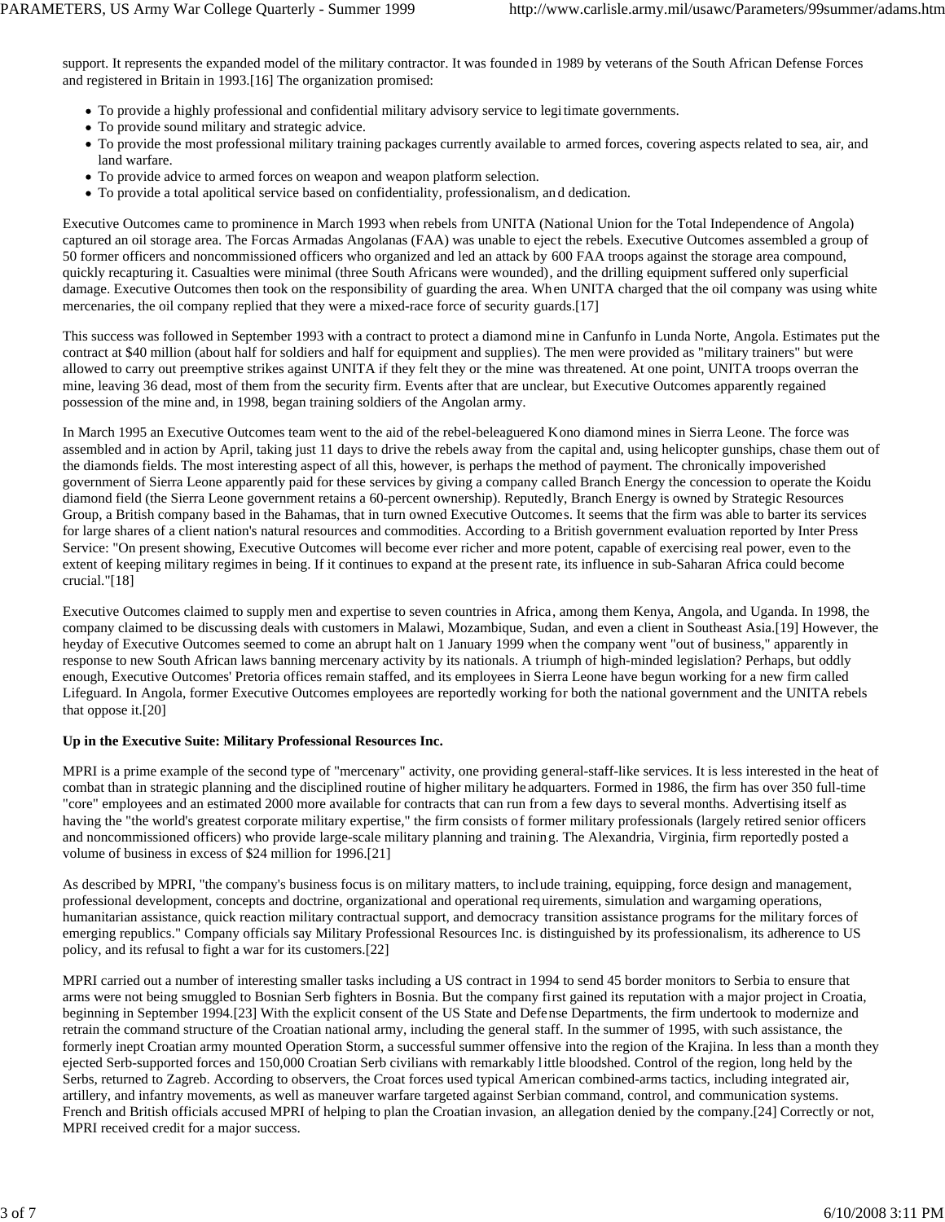support. It represents the expanded model of the military contractor. It was founded in 1989 by veterans of the South African Defense Forces and registered in Britain in 1993.[16] The organization promised:

- To provide a highly professional and confidential military advisory service to legitimate governments.
- To provide sound military and strategic advice.
- To provide the most professional military training packages currently available to armed forces, covering aspects related to sea, air, and land warfare.
- To provide advice to armed forces on weapon and weapon platform selection.
- To provide a total apolitical service based on confidentiality, professionalism, and dedication.

Executive Outcomes came to prominence in March 1993 when rebels from UNITA (National Union for the Total Independence of Angola) captured an oil storage area. The Forcas Armadas Angolanas (FAA) was unable to eject the rebels. Executive Outcomes assembled a group of 50 former officers and noncommissioned officers who organized and led an attack by 600 FAA troops against the storage area compound, quickly recapturing it. Casualties were minimal (three South Africans were wounded), and the drilling equipment suffered only superficial damage. Executive Outcomes then took on the responsibility of guarding the area. When UNITA charged that the oil company was using white mercenaries, the oil company replied that they were a mixed-race force of security guards.[17]

This success was followed in September 1993 with a contract to protect a diamond mine in Canfunfo in Lunda Norte, Angola. Estimates put the contract at $40 million (about half for soldiers and half for equipment and supplies). The men were provided as "military trainers" but were allowed to carry out preemptive strikes against UNITA if they felt they or the mine was threatened. At one point, UNITA troops overran the mine, leaving 36 dead, most of them from the security firm. Events after that are unclear, but Executive Outcomes apparently regained possession of the mine and, in 1998, began training soldiers of the Angolan army.

In March 1995 an Executive Outcomes team went to the aid of the rebel-beleaguered Kono diamond mines in Sierra Leone. The force was assembled and in action by April, taking just 11 days to drive the rebels away from the capital and, using helicopter gunships, chase them out of the diamonds fields. The most interesting aspect of all this, however, is perhaps the method of payment. The chronically impoverished government of Sierra Leone apparently paid for these services by giving a company called Branch Energy the concession to operate the Koidu diamond field (the Sierra Leone government retains a 60-percent ownership). Reputedly, Branch Energy is owned by Strategic Resources Group, a British company based in the Bahamas, that in turn owned Executive Outcomes. It seems that the firm was able to barter its services for large shares of a client nation's natural resources and commodities. According to a British government evaluation reported by Inter Press Service: "On present showing, Executive Outcomes will become ever richer and more potent, capable of exercising real power, even to the extent of keeping military regimes in being. If it continues to expand at the present rate, its influence in sub-Saharan Africa could become crucial."[18]

Executive Outcomes claimed to supply men and expertise to seven countries in Africa, among them Kenya, Angola, and Uganda. In 1998, the company claimed to be discussing deals with customers in Malawi, Mozambique, Sudan, and even a client in Southeast Asia.[19] However, the heyday of Executive Outcomes seemed to come an abrupt halt on 1 January 1999 when the company went "out of business," apparently in response to new South African laws banning mercenary activity by its nationals. A triumph of high-minded legislation? Perhaps, but oddly enough, Executive Outcomes' Pretoria offices remain staffed, and its employees in Sierra Leone have begun working for a new firm called Lifeguard. In Angola, former Executive Outcomes employees are reportedly working for both the national government and the UNITA rebels that oppose it.[20]

**Up in the Executive Suite: Military Professional Resources Inc.**

MPRI is a prime example of the second type of "mercenary" activity, one providing general-staff-like services. It is less interested in the heat of combat than in strategic planning and the disciplined routine of higher military headquarters. Formed in 1986, the firm has over 350 full-time "core" employees and an estimated 2000 more available for contracts that can run from a few days to several months. Advertising itself as having the "the world's greatest corporate military expertise," the firm consists of former military professionals (largely retired senior officers and noncommissioned officers) who provide large-scale military planning and training. The Alexandria, Virginia, firm reportedly posted a volume of business in excess of $24 million for 1996.[21]

As described by MPRI, "the company's business focus is on military matters, to include training, equipping, force design and management, professional development, concepts and doctrine, organizational and operational requirements, simulation and wargaming operations, humanitarian assistance, quick reaction military contractual support, and democracy transition assistance programs for the military forces of emerging republics." Company officials say Military Professional Resources Inc. is distinguished by its professionalism, its adherence to US policy, and its refusal to fight a war for its customers.[22]

MPRI carried out a number of interesting smaller tasks including a US contract in 1994 to send 45 border monitors to Serbia to ensure that arms were not being smuggled to Bosnian Serb fighters in Bosnia. But the company first gained its reputation with a major project in Croatia, beginning in September 1994.[23] With the explicit consent of the US State and Defense Departments, the firm undertook to modernize and retrain the command structure of the Croatian national army, including the general staff. In the summer of 1995, with such assistance, the formerly inept Croatian army mounted Operation Storm, a successful summer offensive into the region of the Krajina. In less than a month they ejected Serb-supported forces and 150,000 Croatian Serb civilians with remarkably little bloodshed. Control of the region, long held by the Serbs, returned to Zagreb. According to observers, the Croat forces used typical American combined-arms tactics, including integrated air, artillery, and infantry movements, as well as maneuver warfare targeted against Serbian command, control, and communication systems. French and British officials accused MPRI of helping to plan the Croatian invasion, an allegation denied by the company.[24] Correctly or not, MPRI received credit for a major success.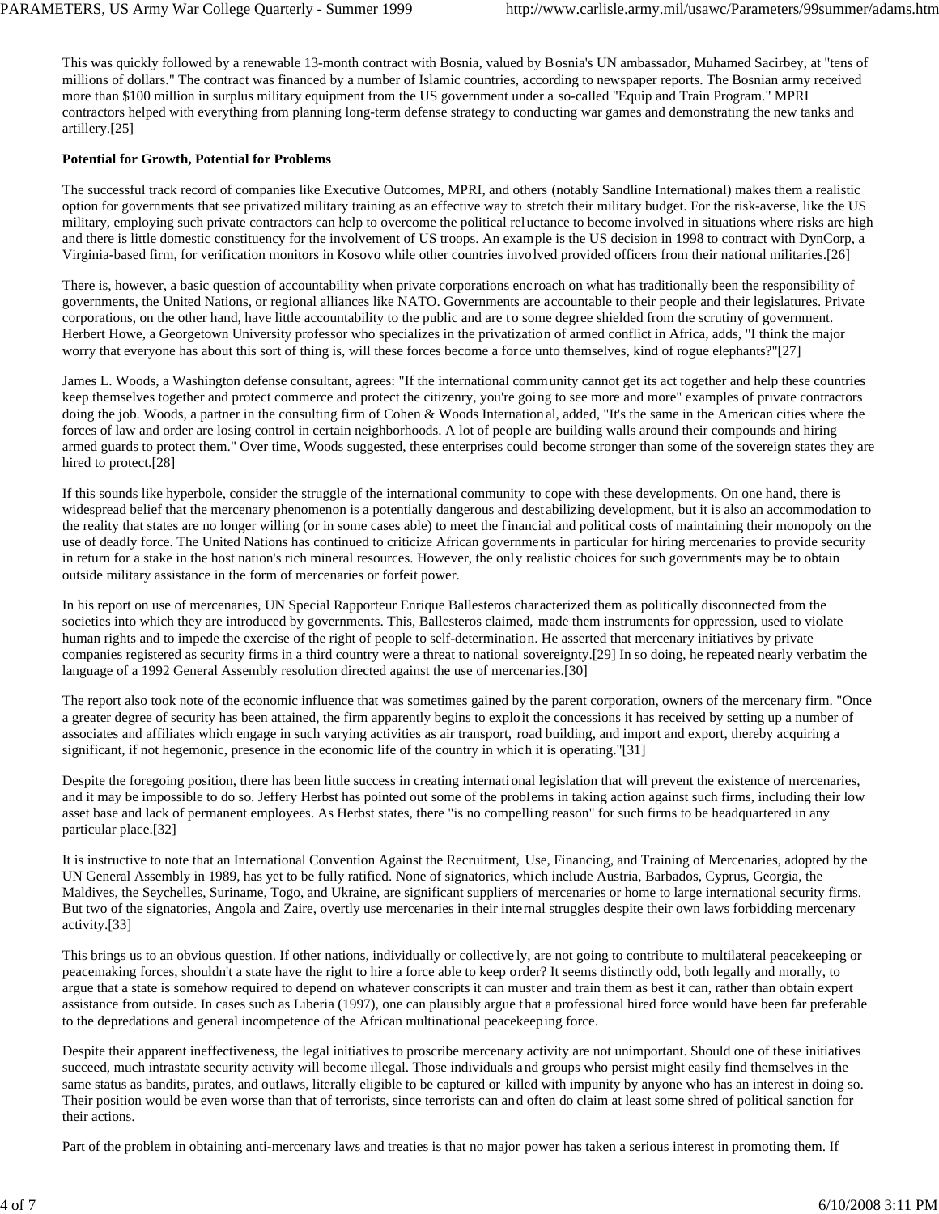This was quickly followed by a renewable 13-month contract with Bosnia, valued by Bosnia's UN ambassador, Muhamed Sacirbey, at "tens of millions of dollars." The contract was financed by a number of Islamic countries, according to newspaper reports. The Bosnian army received more than $100 million in surplus military equipment from the US government under a so-called "Equip and Train Program." MPRI contractors helped with everything from planning long-term defense strategy to conducting war games and demonstrating the new tanks and artillery.[25]

**Potential for Growth, Potential for Problems**

The successful track record of companies like Executive Outcomes, MPRI, and others (notably Sandline International) makes them a realistic option for governments that see privatized military training as an effective way to stretch their military budget. For the risk-averse, like the US military, employing such private contractors can help to overcome the political reluctance to become involved in situations where risks are high and there is little domestic constituency for the involvement of US troops. An example is the US decision in 1998 to contract with DynCorp, a Virginia-based firm, for verification monitors in Kosovo while other countries involved provided officers from their national militaries.[26]

There is, however, a basic question of accountability when private corporations encroach on what has traditionally been the responsibility of governments, the United Nations, or regional alliances like NATO. Governments are accountable to their people and their legislatures. Private corporations, on the other hand, have little accountability to the public and are to some degree shielded from the scrutiny of government. Herbert Howe, a Georgetown University professor who specializes in the privatization of armed conflict in Africa, adds, "I think the major worry that everyone has about this sort of thing is, will these forces become a force unto themselves, kind of rogue elephants?"[27]

James L. Woods, a Washington defense consultant, agrees: "If the international community cannot get its act together and help these countries keep themselves together and protect commerce and protect the citizenry, you're going to see more and more" examples of private contractors doing the job. Woods, a partner in the consulting firm of Cohen & Woods International, added, "It's the same in the American cities where the forces of law and order are losing control in certain neighborhoods. A lot of people are building walls around their compounds and hiring armed guards to protect them." Over time, Woods suggested, these enterprises could become stronger than some of the sovereign states they are hired to protect.[28]

If this sounds like hyperbole, consider the struggle of the international community to cope with these developments. On one hand, there is widespread belief that the mercenary phenomenon is a potentially dangerous and destabilizing development, but it is also an accommodation to the reality that states are no longer willing (or in some cases able) to meet the financial and political costs of maintaining their monopoly on the use of deadly force. The United Nations has continued to criticize African governments in particular for hiring mercenaries to provide security in return for a stake in the host nation's rich mineral resources. However, the only realistic choices for such governments may be to obtain outside military assistance in the form of mercenaries or forfeit power.

In his report on use of mercenaries, UN Special Rapporteur Enrique Ballesteros characterized them as politically disconnected from the societies into which they are introduced by governments. This, Ballesteros claimed, made them instruments for oppression, used to violate human rights and to impede the exercise of the right of people to self-determination. He asserted that mercenary initiatives by private companies registered as security firms in a third country were a threat to national sovereignty.[29] In so doing, he repeated nearly verbatim the language of a 1992 General Assembly resolution directed against the use of mercenaries.[30]

The report also took note of the economic influence that was sometimes gained by the parent corporation, owners of the mercenary firm. "Once a greater degree of security has been attained, the firm apparently begins to exploit the concessions it has received by setting up a number of associates and affiliates which engage in such varying activities as air transport, road building, and import and export, thereby acquiring a significant, if not hegemonic, presence in the economic life of the country in which it is operating."[31]

Despite the foregoing position, there has been little success in creating international legislation that will prevent the existence of mercenaries, and it may be impossible to do so. Jeffery Herbst has pointed out some of the problems in taking action against such firms, including their low asset base and lack of permanent employees. As Herbst states, there "is no compelling reason" for such firms to be headquartered in any particular place.[32]

It is instructive to note that an International Convention Against the Recruitment, Use, Financing, and Training of Mercenaries, adopted by the UN General Assembly in 1989, has yet to be fully ratified. None of signatories, which include Austria, Barbados, Cyprus, Georgia, the Maldives, the Seychelles, Suriname, Togo, and Ukraine, are significant suppliers of mercenaries or home to large international security firms. But two of the signatories, Angola and Zaire, overtly use mercenaries in their internal struggles despite their own laws forbidding mercenary activity.[33]

This brings us to an obvious question. If other nations, individually or collectively, are not going to contribute to multilateral peacekeeping or peacemaking forces, shouldn't a state have the right to hire a force able to keep order? It seems distinctly odd, both legally and morally, to argue that a state is somehow required to depend on whatever conscripts it can muster and train them as best it can, rather than obtain expert assistance from outside. In cases such as Liberia (1997), one can plausibly argue that a professional hired force would have been far preferable to the depredations and general incompetence of the African multinational peacekeeping force.

Despite their apparent ineffectiveness, the legal initiatives to proscribe mercenary activity are not unimportant. Should one of these initiatives succeed, much intrastate security activity will become illegal. Those individuals and groups who persist might easily find themselves in the same status as bandits, pirates, and outlaws, literally eligible to be captured or killed with impunity by anyone who has an interest in doing so. Their position would be even worse than that of terrorists, since terrorists can and often do claim at least some shred of political sanction for their actions.

Part of the problem in obtaining anti-mercenary laws and treaties is that no major power has taken a serious interest in promoting them. If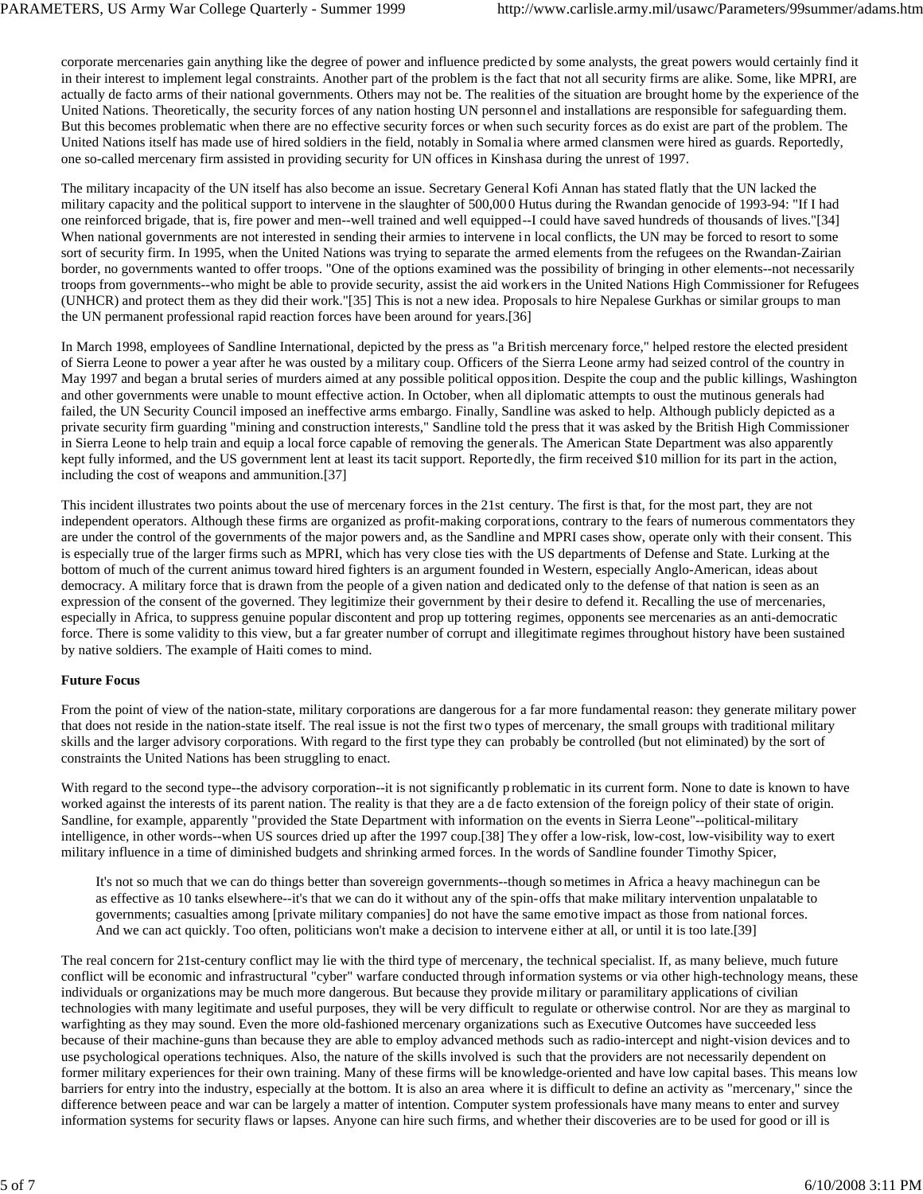corporate mercenaries gain anything like the degree of power and influence predicted by some analysts, the great powers would certainly find it in their interest to implement legal constraints. Another part of the problem is the fact that not all security firms are alike. Some, like MPRI, are actually de facto arms of their national governments. Others may not be. The realities of the situation are brought home by the experience of the United Nations. Theoretically, the security forces of any nation hosting UN personnel and installations are responsible for safeguarding them. But this becomes problematic when there are no effective security forces or when such security forces as do exist are part of the problem. The United Nations itself has made use of hired soldiers in the field, notably in Somalia where armed clansmen were hired as guards. Reportedly, one so-called mercenary firm assisted in providing security for UN offices in Kinshasa during the unrest of 1997.

The military incapacity of the UN itself has also become an issue. Secretary General Kofi Annan has stated flatly that the UN lacked the military capacity and the political support to intervene in the slaughter of 500,000 Hutus during the Rwandan genocide of 1993-94: "If I had one reinforced brigade, that is, fire power and men--well trained and well equipped--I could have saved hundreds of thousands of lives."[34] When national governments are not interested in sending their armies to intervene in local conflicts, the UN may be forced to resort to some sort of security firm. In 1995, when the United Nations was trying to separate the armed elements from the refugees on the Rwandan-Zairian border, no governments wanted to offer troops. "One of the options examined was the possibility of bringing in other elements--not necessarily troops from governments--who might be able to provide security, assist the aid workers in the United Nations High Commissioner for Refugees (UNHCR) and protect them as they did their work."[35] This is not a new idea. Proposals to hire Nepalese Gurkhas or similar groups to man the UN permanent professional rapid reaction forces have been around for years.[36]

In March 1998, employees of Sandline International, depicted by the press as "a British mercenary force," helped restore the elected president of Sierra Leone to power a year after he was ousted by a military coup. Officers of the Sierra Leone army had seized control of the country in May 1997 and began a brutal series of murders aimed at any possible political opposition. Despite the coup and the public killings, Washington and other governments were unable to mount effective action. In October, when all diplomatic attempts to oust the mutinous generals had failed, the UN Security Council imposed an ineffective arms embargo. Finally, Sandline was asked to help. Although publicly depicted as a private security firm guarding "mining and construction interests," Sandline told the press that it was asked by the British High Commissioner in Sierra Leone to help train and equip a local force capable of removing the generals. The American State Department was also apparently kept fully informed, and the US government lent at least its tacit support. Reportedly, the firm received $10 million for its part in the action, including the cost of weapons and ammunition.[37]

This incident illustrates two points about the use of mercenary forces in the 21st century. The first is that, for the most part, they are not independent operators. Although these firms are organized as profit-making corporations, contrary to the fears of numerous commentators they are under the control of the governments of the major powers and, as the Sandline and MPRI cases show, operate only with their consent. This is especially true of the larger firms such as MPRI, which has very close ties with the US departments of Defense and State. Lurking at the bottom of much of the current animus toward hired fighters is an argument founded in Western, especially Anglo-American, ideas about democracy. A military force that is drawn from the people of a given nation and dedicated only to the defense of that nation is seen as an expression of the consent of the governed. They legitimize their government by their desire to defend it. Recalling the use of mercenaries, especially in Africa, to suppress genuine popular discontent and prop up tottering regimes, opponents see mercenaries as an anti-democratic force. There is some validity to this view, but a far greater number of corrupt and illegitimate regimes throughout history have been sustained by native soldiers. The example of Haiti comes to mind.

**Future Focus**

From the point of view of the nation-state, military corporations are dangerous for a far more fundamental reason: they generate military power that does not reside in the nation-state itself. The real issue is not the first two types of mercenary, the small groups with traditional military skills and the larger advisory corporations. With regard to the first type they can probably be controlled (but not eliminated) by the sort of constraints the United Nations has been struggling to enact.

With regard to the second type--the advisory corporation--it is not significantly problematic in its current form. None to date is known to have worked against the interests of its parent nation. The reality is that they are a de facto extension of the foreign policy of their state of origin. Sandline, for example, apparently "provided the State Department with information on the events in Sierra Leone"--political-military intelligence, in other words--when US sources dried up after the 1997 coup.[38] They offer a low-risk, low-cost, low-visibility way to exert military influence in a time of diminished budgets and shrinking armed forces. In the words of Sandline founder Timothy Spicer,

> It's not so much that we can do things better than sovereign governments--though sometimes in Africa a heavy machinegun can be as effective as 10 tanks elsewhere--it's that we can do it without any of the spin-offs that make military intervention unpalatable to governments; casualties among [private military companies] do not have the same emotive impact as those from national forces. And we can act quickly. Too often, politicians won't make a decision to intervene either at all, or until it is too late.[39]

The real concern for 21st-century conflict may lie with the third type of mercenary, the technical specialist. If, as many believe, much future conflict will be economic and infrastructural "cyber" warfare conducted through information systems or via other high-technology means, these individuals or organizations may be much more dangerous. But because they provide military or paramilitary applications of civilian technologies with many legitimate and useful purposes, they will be very difficult to regulate or otherwise control. Nor are they as marginal to warfighting as they may sound. Even the more old-fashioned mercenary organizations such as Executive Outcomes have succeeded less because of their machine-guns than because they are able to employ advanced methods such as radio-intercept and night-vision devices and to use psychological operations techniques. Also, the nature of the skills involved is such that the providers are not necessarily dependent on former military experiences for their own training. Many of these firms will be knowledge-oriented and have low capital bases. This means low barriers for entry into the industry, especially at the bottom. It is also an area where it is difficult to define an activity as "mercenary," since the difference between peace and war can be largely a matter of intention. Computer system professionals have many means to enter and survey information systems for security flaws or lapses. Anyone can hire such firms, and whether their discoveries are to be used for good or ill is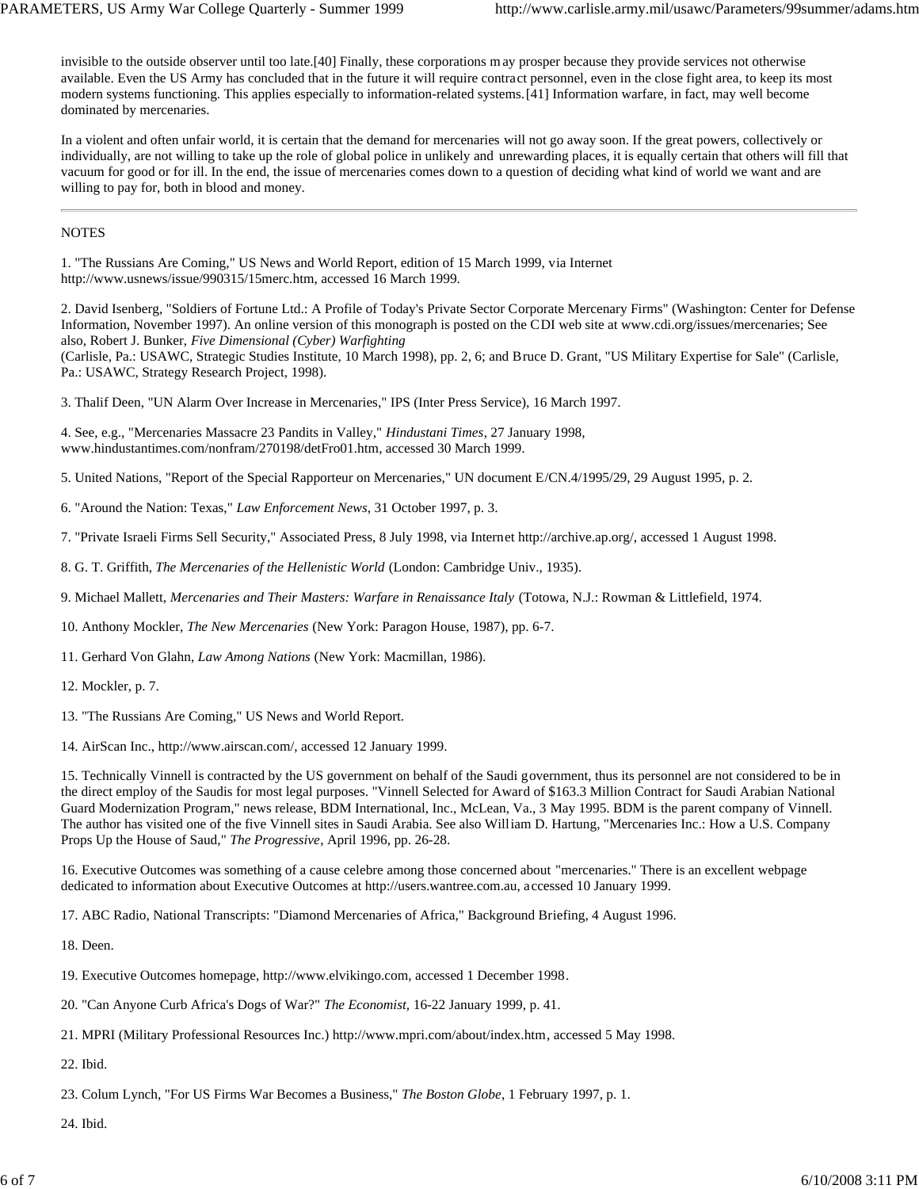invisible to the outside observer until too late.[40] Finally, these corporations may prosper because they provide services not otherwise available. Even the US Army has concluded that in the future it will require contract personnel, even in the close fight area, to keep its most modern systems functioning. This applies especially to information-related systems.[41] Information warfare, in fact, may well become dominated by mercenaries.

In a violent and often unfair world, it is certain that the demand for mercenaries will not go away soon. If the great powers, collectively or individually, are not willing to take up the role of global police in unlikely and unrewarding places, it is equally certain that others will fill that vacuum for good or for ill. In the end, the issue of mercenaries comes down to a question of deciding what kind of world we want and are willing to pay for, both in blood and money.

---

NOTES

1. "The Russians Are Coming," US News and World Report, edition of 15 March 1999, via Internet http://www.usnews/issue/990315/15merc.htm, accessed 16 March 1999.

2. David Isenberg, "Soldiers of Fortune Ltd.: A Profile of Today's Private Sector Corporate Mercenary Firms" (Washington: Center for Defense Information, November 1997). An online version of this monograph is posted on the CDI web site at www.cdi.org/issues/mercenaries; See also, Robert J. Bunker, *Five Dimensional (Cyber) Warfighting* (Carlisle, Pa.: USAWC, Strategic Studies Institute, 10 March 1998), pp. 2, 6; and Bruce D. Grant, "US Military Expertise for Sale" (Carlisle, Pa.: USAWC, Strategy Research Project, 1998).

3. Thalif Deen, "UN Alarm Over Increase in Mercenaries," IPS (Inter Press Service), 16 March 1997.

4. See, e.g., "Mercenaries Massacre 23 Pandits in Valley," *Hindustani Times*, 27 January 1998, www.hindustantimes.com/nonfram/270198/detFro01.htm, accessed 30 March 1999.

5. United Nations, "Report of the Special Rapporteur on Mercenaries," UN document E/CN.4/1995/29, 29 August 1995, p. 2.

6. "Around the Nation: Texas," *Law Enforcement News*, 31 October 1997, p. 3.

7. "Private Israeli Firms Sell Security," Associated Press, 8 July 1998, via Internet http://archive.ap.org/, accessed 1 August 1998.

8. G. T. Griffith, *The Mercenaries of the Hellenistic World* (London: Cambridge Univ., 1935).

9. Michael Mallett, *Mercenaries and Their Masters: Warfare in Renaissance Italy* (Totowa, N.J.: Rowman & Littlefield, 1974.

10. Anthony Mockler, *The New Mercenaries* (New York: Paragon House, 1987), pp. 6-7.

11. Gerhard Von Glahn, *Law Among Nations* (New York: Macmillan, 1986).

12. Mockler, p. 7.

13. "The Russians Are Coming," US News and World Report.

14. AirScan Inc., http://www.airscan.com/, accessed 12 January 1999.

15. Technically Vinnell is contracted by the US government on behalf of the Saudi government, thus its personnel are not considered to be in the direct employ of the Saudis for most legal purposes. "Vinnell Selected for Award of $163.3 Million Contract for Saudi Arabian National Guard Modernization Program," news release, BDM International, Inc., McLean, Va., 3 May 1995. BDM is the parent company of Vinnell. The author has visited one of the five Vinnell sites in Saudi Arabia. See also William D. Hartung, "Mercenaries Inc.: How a U.S. Company Props Up the House of Saud," *The Progressive*, April 1996, pp. 26-28.

16. Executive Outcomes was something of a cause celebre among those concerned about "mercenaries." There is an excellent webpage dedicated to information about Executive Outcomes at http://users.wantree.com.au, accessed 10 January 1999.

17. ABC Radio, National Transcripts: "Diamond Mercenaries of Africa," Background Briefing, 4 August 1996.

18. Deen.

19. Executive Outcomes homepage, http://www.elvikingo.com, accessed 1 December 1998.

20. "Can Anyone Curb Africa's Dogs of War?" *The Economist*, 16-22 January 1999, p. 41.

21. MPRI (Military Professional Resources Inc.) http://www.mpri.com/about/index.htm, accessed 5 May 1998.

22. Ibid.

23. Colum Lynch, "For US Firms War Becomes a Business," *The Boston Globe*, 1 February 1997, p. 1.

24. Ibid.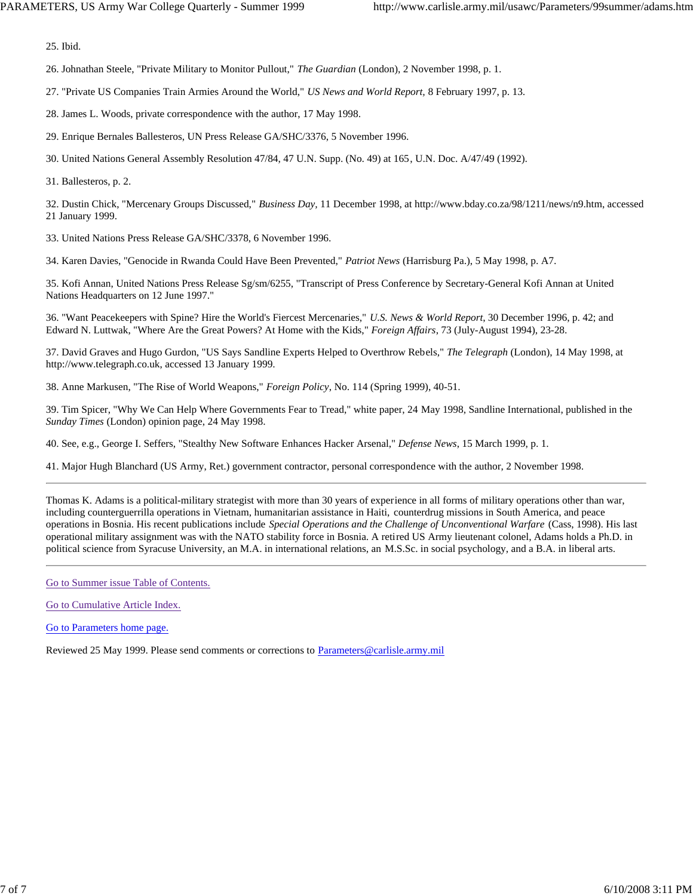25. Ibid.

26. Johnathan Steele, "Private Military to Monitor Pullout," *The Guardian* (London), 2 November 1998, p. 1.

27. "Private US Companies Train Armies Around the World," *US News and World Report*, 8 February 1997, p. 13.

28. James L. Woods, private correspondence with the author, 17 May 1998.

29. Enrique Bernales Ballesteros, UN Press Release GA/SHC/3376, 5 November 1996.

30. United Nations General Assembly Resolution 47/84, 47 U.N. Supp. (No. 49) at 165, U.N. Doc. A/47/49 (1992).

31. Ballesteros, p. 2.

32. Dustin Chick, "Mercenary Groups Discussed," *Business Day*, 11 December 1998, at http://www.bday.co.za/98/1211/news/n9.htm, accessed 21 January 1999.

33. United Nations Press Release GA/SHC/3378, 6 November 1996.

34. Karen Davies, "Genocide in Rwanda Could Have Been Prevented," *Patriot News* (Harrisburg Pa.), 5 May 1998, p. A7.

35. Kofi Annan, United Nations Press Release Sg/sm/6255, "Transcript of Press Conference by Secretary-General Kofi Annan at United Nations Headquarters on 12 June 1997."

36. "Want Peacekeepers with Spine? Hire the World's Fiercest Mercenaries," *U.S. News & World Report*, 30 December 1996, p. 42; and Edward N. Luttwak, "Where Are the Great Powers? At Home with the Kids," *Foreign Affairs*, 73 (July-August 1994), 23-28.

37. David Graves and Hugo Gurdon, "US Says Sandline Experts Helped to Overthrow Rebels," *The Telegraph* (London), 14 May 1998, at http://www.telegraph.co.uk, accessed 13 January 1999.

38. Anne Markusen, "The Rise of World Weapons," *Foreign Policy*, No. 114 (Spring 1999), 40-51.

39. Tim Spicer, "Why We Can Help Where Governments Fear to Tread," white paper, 24 May 1998, Sandline International, published in the *Sunday Times* (London) opinion page, 24 May 1998.

40. See, e.g., George I. Seffers, "Stealthy New Software Enhances Hacker Arsenal," *Defense News*, 15 March 1999, p. 1.

41. Major Hugh Blanchard (US Army, Ret.) government contractor, personal correspondence with the author, 2 November 1998.

---

Thomas K. Adams is a political-military strategist with more than 30 years of experience in all forms of military operations other than war, including counterguerrilla operations in Vietnam, humanitarian assistance in Haiti, counterdrug missions in South America, and peace operations in Bosnia. His recent publications include *Special Operations and the Challenge of Unconventional Warfare* (Cass, 1998). His last operational military assignment was with the NATO stability force in Bosnia. A retired US Army lieutenant colonel, Adams holds a Ph.D. in political science from Syracuse University, an M.A. in international relations, an M.S.Sc. in social psychology, and a B.A. in liberal arts.

---

Go to Summer issue Table of Contents.

Go to Cumulative Article Index.

Go to Parameters home page.

Reviewed 25 May 1999. Please send comments or corrections to Parameters@carlisle.army.mil